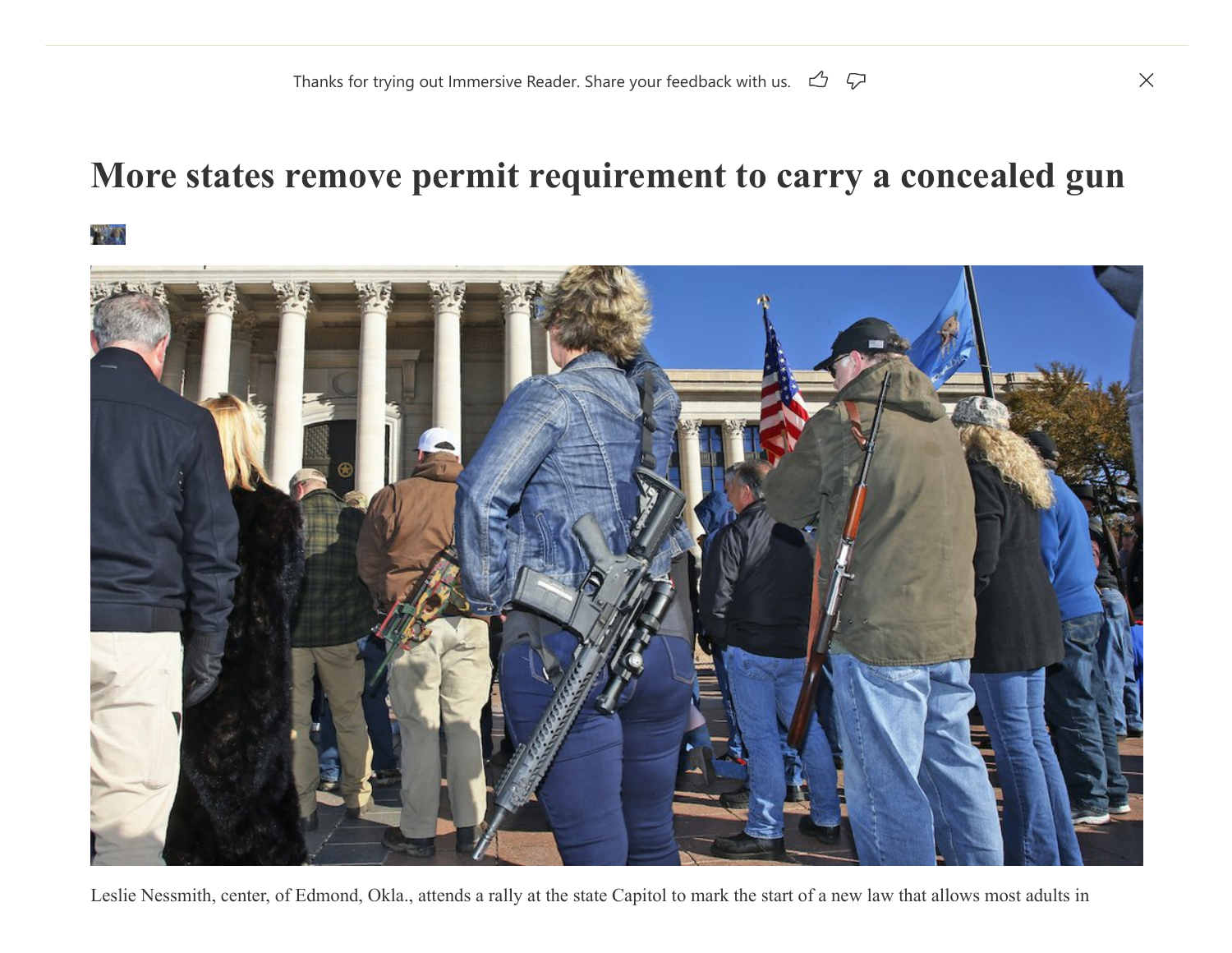# More states remove permit requirement to carry a concealed gun

Leslie Nessmith, center, of Edmond, Okla., attends a rally at the state Capitol to mark the start of a new law that allows most adults in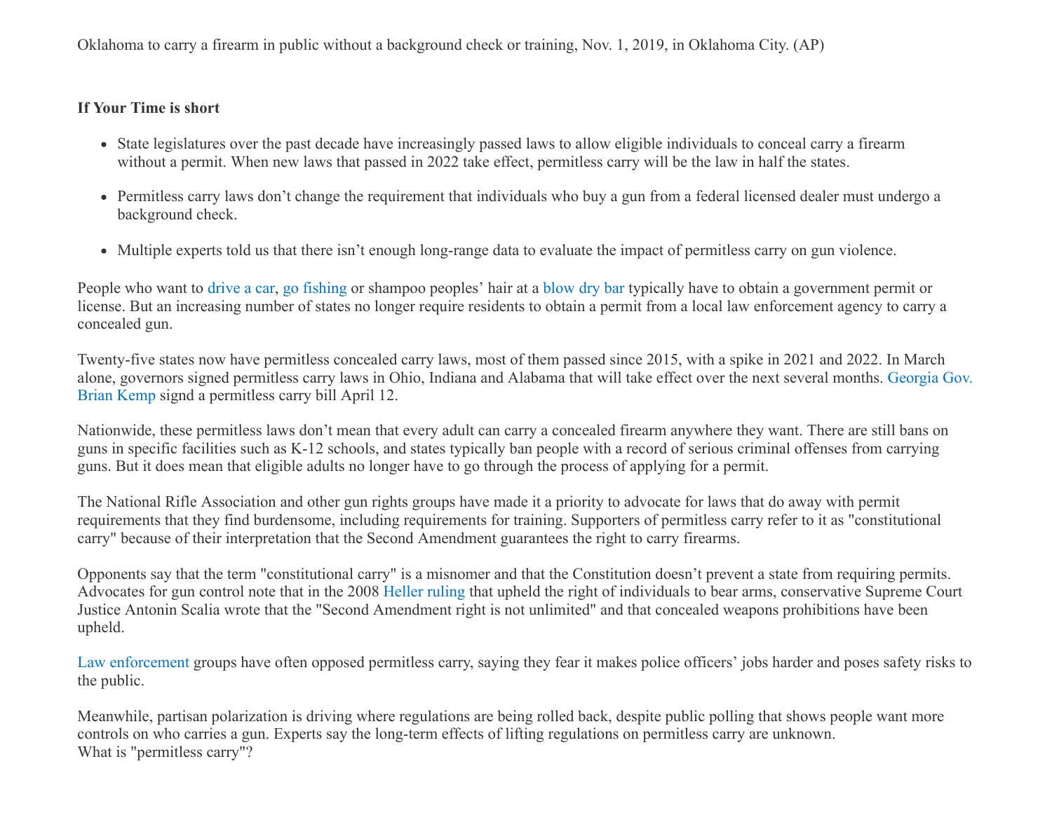Oklahoma to carry a firearm in public without a background check or training, Nov. 1, 2019, in Oklahoma City. (AP)

**If Your Time is short**

- State legislatures over the past decade have increasingly passed laws to allow eligible individuals to conceal carry a firearm without a permit. When new laws that passed in 2022 take effect, permitless carry will be the law in half the states.
- Permitless carry laws don't change the requirement that individuals who buy a gun from a federal licensed dealer must undergo a background check.
- Multiple experts told us that there isn't enough long-range data to evaluate the impact of permitless carry on gun violence.

People who want to drive a car, go fishing or shampoo peoples' hair at a blow dry bar typically have to obtain a government permit or license. But an increasing number of states no longer require residents to obtain a permit from a local law enforcement agency to carry a concealed gun.

Twenty-five states now have permitless concealed carry laws, most of them passed since 2015, with a spike in 2021 and 2022. In March alone, governors signed permitless carry laws in Ohio, Indiana and Alabama that will take effect over the next several months. Georgia Gov. Brian Kemp signd a permitless carry bill April 12.

Nationwide, these permitless laws don't mean that every adult can carry a concealed firearm anywhere they want. There are still bans on guns in specific facilities such as K-12 schools, and states typically ban people with a record of serious criminal offenses from carrying guns. But it does mean that eligible adults no longer have to go through the process of applying for a permit.

The National Rifle Association and other gun rights groups have made it a priority to advocate for laws that do away with permit requirements that they find burdensome, including requirements for training. Supporters of permitless carry refer to it as "constitutional carry" because of their interpretation that the Second Amendment guarantees the right to carry firearms.

Opponents say that the term "constitutional carry" is a misnomer and that the Constitution doesn't prevent a state from requiring permits. Advocates for gun control note that in the 2008 Heller ruling that upheld the right of individuals to bear arms, conservative Supreme Court Justice Antonin Scalia wrote that the "Second Amendment right is not unlimited" and that concealed weapons prohibitions have been upheld.

Law enforcement groups have often opposed permitless carry, saying they fear it makes police officers' jobs harder and poses safety risks to the public.

Meanwhile, partisan polarization is driving where regulations are being rolled back, despite public polling that shows people want more controls on who carries a gun. Experts say the long-term effects of lifting regulations on permitless carry are unknown.

What is "permitless carry"?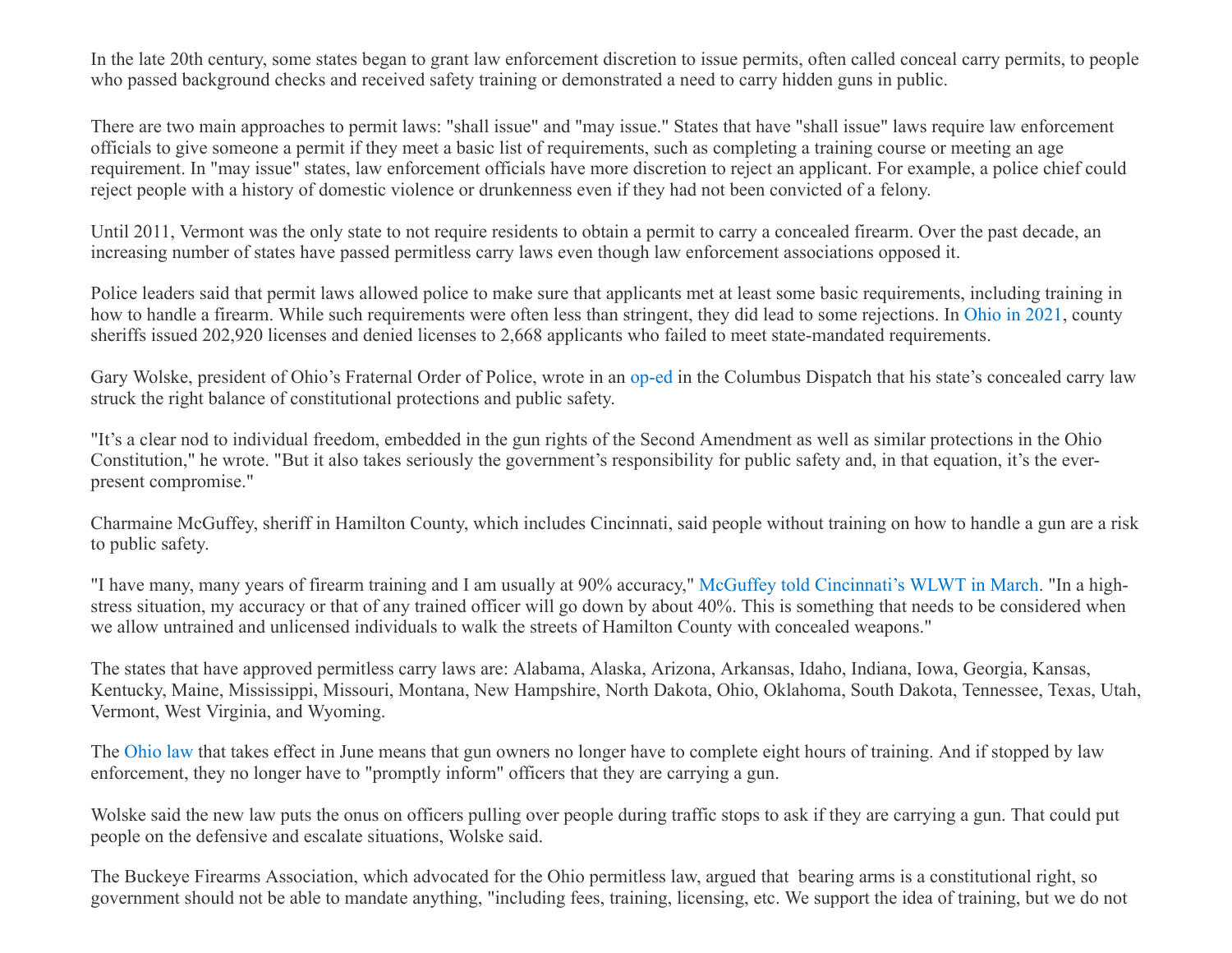In the late 20th century, some states began to grant law enforcement discretion to issue permits, often called conceal carry permits, to people who passed background checks and received safety training or demonstrated a need to carry hidden guns in public.

There are two main approaches to permit laws: "shall issue" and "may issue." States that have "shall issue" laws require law enforcement officials to give someone a permit if they meet a basic list of requirements, such as completing a training course or meeting an age requirement. In "may issue" states, law enforcement officials have more discretion to reject an applicant. For example, a police chief could reject people with a history of domestic violence or drunkenness even if they had not been convicted of a felony.

Until 2011, Vermont was the only state to not require residents to obtain a permit to carry a concealed firearm. Over the past decade, an increasing number of states have passed permitless carry laws even though law enforcement associations opposed it.

Police leaders said that permit laws allowed police to make sure that applicants met at least some basic requirements, including training in how to handle a firearm. While such requirements were often less than stringent, they did lead to some rejections. In Ohio in 2021, county sheriffs issued 202,920 licenses and denied licenses to 2,668 applicants who failed to meet state-mandated requirements.

Gary Wolske, president of Ohio's Fraternal Order of Police, wrote in an op-ed in the Columbus Dispatch that his state's concealed carry law struck the right balance of constitutional protections and public safety.

"It's a clear nod to individual freedom, embedded in the gun rights of the Second Amendment as well as similar protections in the Ohio Constitution," he wrote. "But it also takes seriously the government's responsibility for public safety and, in that equation, it's the ever-present compromise."

Charmaine McGuffey, sheriff in Hamilton County, which includes Cincinnati, said people without training on how to handle a gun are a risk to public safety.

"I have many, many years of firearm training and I am usually at 90% accuracy," McGuffey told Cincinnati's WLWT in March. "In a high-stress situation, my accuracy or that of any trained officer will go down by about 40%. This is something that needs to be considered when we allow untrained and unlicensed individuals to walk the streets of Hamilton County with concealed weapons."

The states that have approved permitless carry laws are: Alabama, Alaska, Arizona, Arkansas, Idaho, Indiana, Iowa, Georgia, Kansas, Kentucky, Maine, Mississippi, Missouri, Montana, New Hampshire, North Dakota, Ohio, Oklahoma, South Dakota, Tennessee, Texas, Utah, Vermont, West Virginia, and Wyoming.

The Ohio law that takes effect in June means that gun owners no longer have to complete eight hours of training. And if stopped by law enforcement, they no longer have to "promptly inform" officers that they are carrying a gun.

Wolske said the new law puts the onus on officers pulling over people during traffic stops to ask if they are carrying a gun. That could put people on the defensive and escalate situations, Wolske said.

The Buckeye Firearms Association, which advocated for the Ohio permitless law, argued that bearing arms is a constitutional right, so government should not be able to mandate anything, "including fees, training, licensing, etc. We support the idea of training, but we do not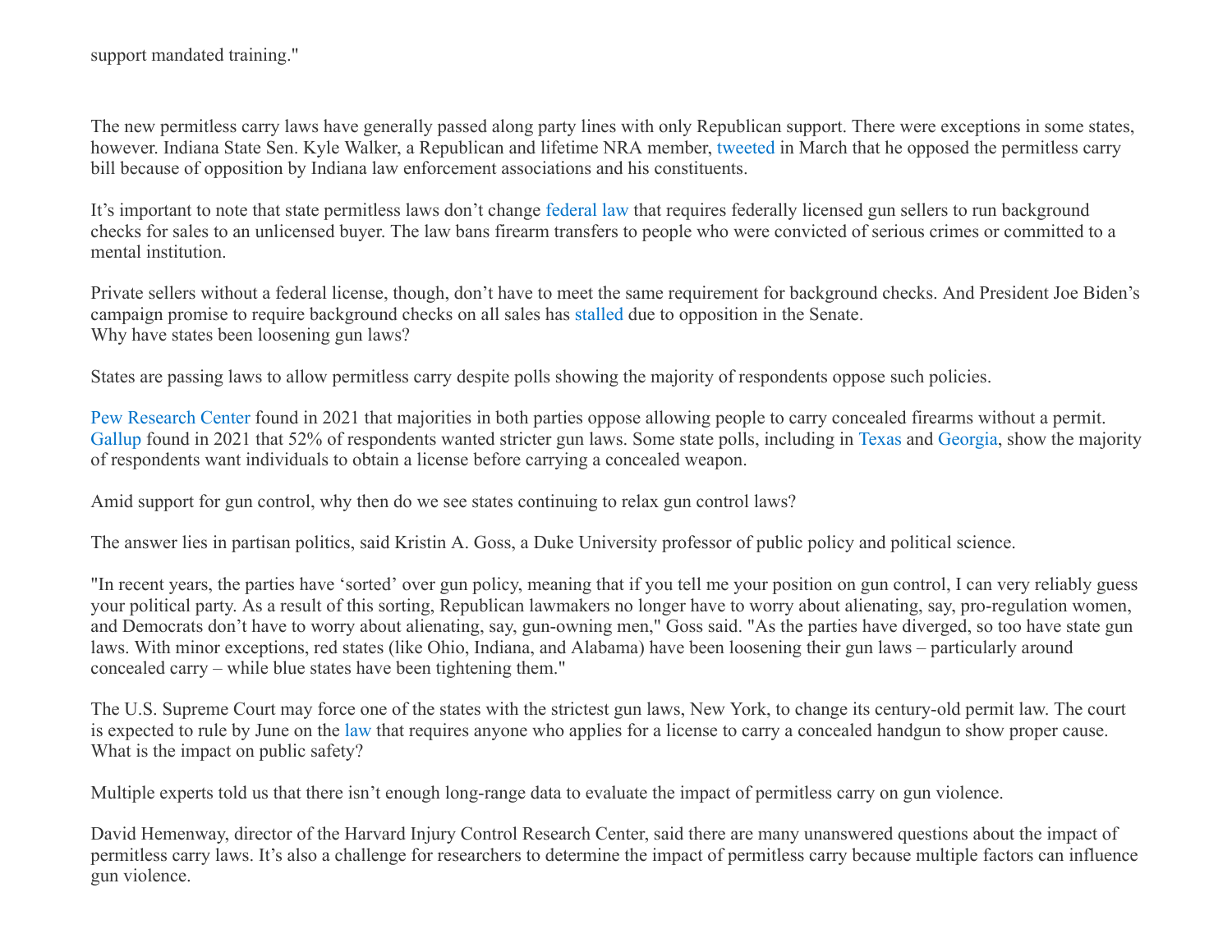support mandated training."

The new permitless carry laws have generally passed along party lines with only Republican support. There were exceptions in some states, however. Indiana State Sen. Kyle Walker, a Republican and lifetime NRA member, tweeted in March that he opposed the permitless carry bill because of opposition by Indiana law enforcement associations and his constituents.

It's important to note that state permitless laws don't change federal law that requires federally licensed gun sellers to run background checks for sales to an unlicensed buyer. The law bans firearm transfers to people who were convicted of serious crimes or committed to a mental institution.

Private sellers without a federal license, though, don't have to meet the same requirement for background checks. And President Joe Biden's campaign promise to require background checks on all sales has stalled due to opposition in the Senate.

## Why have states been loosening gun laws?

States are passing laws to allow permitless carry despite polls showing the majority of respondents oppose such policies.

Pew Research Center found in 2021 that majorities in both parties oppose allowing people to carry concealed firearms without a permit. Gallup found in 2021 that 52% of respondents wanted stricter gun laws. Some state polls, including in Texas and Georgia, show the majority of respondents want individuals to obtain a license before carrying a concealed weapon.

Amid support for gun control, why then do we see states continuing to relax gun control laws?

The answer lies in partisan politics, said Kristin A. Goss, a Duke University professor of public policy and political science.

"In recent years, the parties have 'sorted' over gun policy, meaning that if you tell me your position on gun control, I can very reliably guess your political party. As a result of this sorting, Republican lawmakers no longer have to worry about alienating, say, pro-regulation women, and Democrats don't have to worry about alienating, say, gun-owning men," Goss said. "As the parties have diverged, so too have state gun laws. With minor exceptions, red states (like Ohio, Indiana, and Alabama) have been loosening their gun laws – particularly around concealed carry – while blue states have been tightening them."

The U.S. Supreme Court may force one of the states with the strictest gun laws, New York, to change its century-old permit law. The court is expected to rule by June on the law that requires anyone who applies for a license to carry a concealed handgun to show proper cause.

## What is the impact on public safety?

Multiple experts told us that there isn't enough long-range data to evaluate the impact of permitless carry on gun violence.

David Hemenway, director of the Harvard Injury Control Research Center, said there are many unanswered questions about the impact of permitless carry laws. It's also a challenge for researchers to determine the impact of permitless carry because multiple factors can influence gun violence.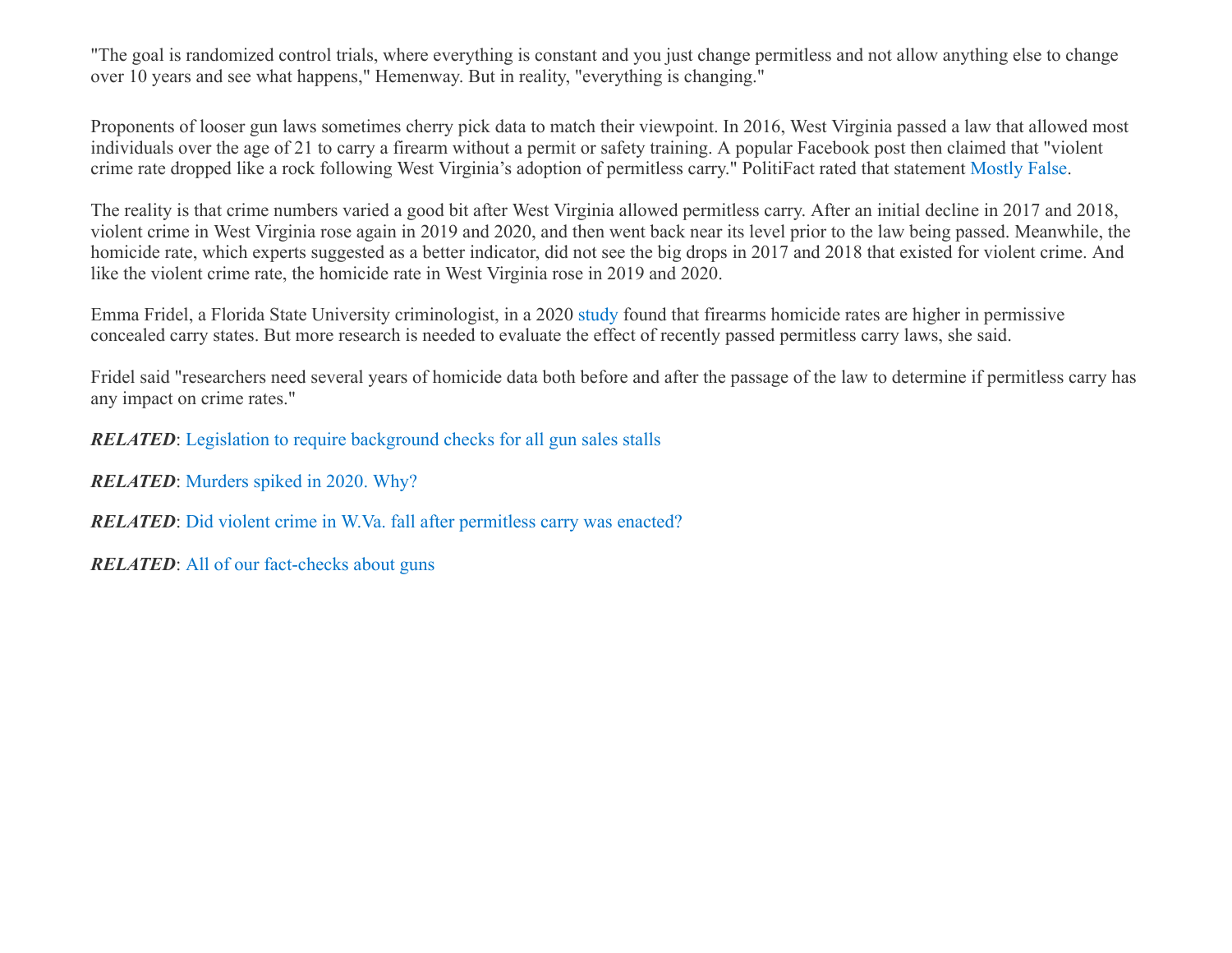"The goal is randomized control trials, where everything is constant and you just change permitless and not allow anything else to change over 10 years and see what happens," Hemenway. But in reality, "everything is changing."

Proponents of looser gun laws sometimes cherry pick data to match their viewpoint. In 2016, West Virginia passed a law that allowed most individuals over the age of 21 to carry a firearm without a permit or safety training. A popular Facebook post then claimed that "violent crime rate dropped like a rock following West Virginia's adoption of permitless carry." PolitiFact rated that statement Mostly False.

The reality is that crime numbers varied a good bit after West Virginia allowed permitless carry. After an initial decline in 2017 and 2018, violent crime in West Virginia rose again in 2019 and 2020, and then went back near its level prior to the law being passed. Meanwhile, the homicide rate, which experts suggested as a better indicator, did not see the big drops in 2017 and 2018 that existed for violent crime. And like the violent crime rate, the homicide rate in West Virginia rose in 2019 and 2020.

Emma Fridel, a Florida State University criminologist, in a 2020 study found that firearms homicide rates are higher in permissive concealed carry states. But more research is needed to evaluate the effect of recently passed permitless carry laws, she said.

Fridel said "researchers need several years of homicide data both before and after the passage of the law to determine if permitless carry has any impact on crime rates."

***RELATED***: Legislation to require background checks for all gun sales stalls

***RELATED***: Murders spiked in 2020. Why?

***RELATED***: Did violent crime in W.Va. fall after permitless carry was enacted?

***RELATED***: All of our fact-checks about guns